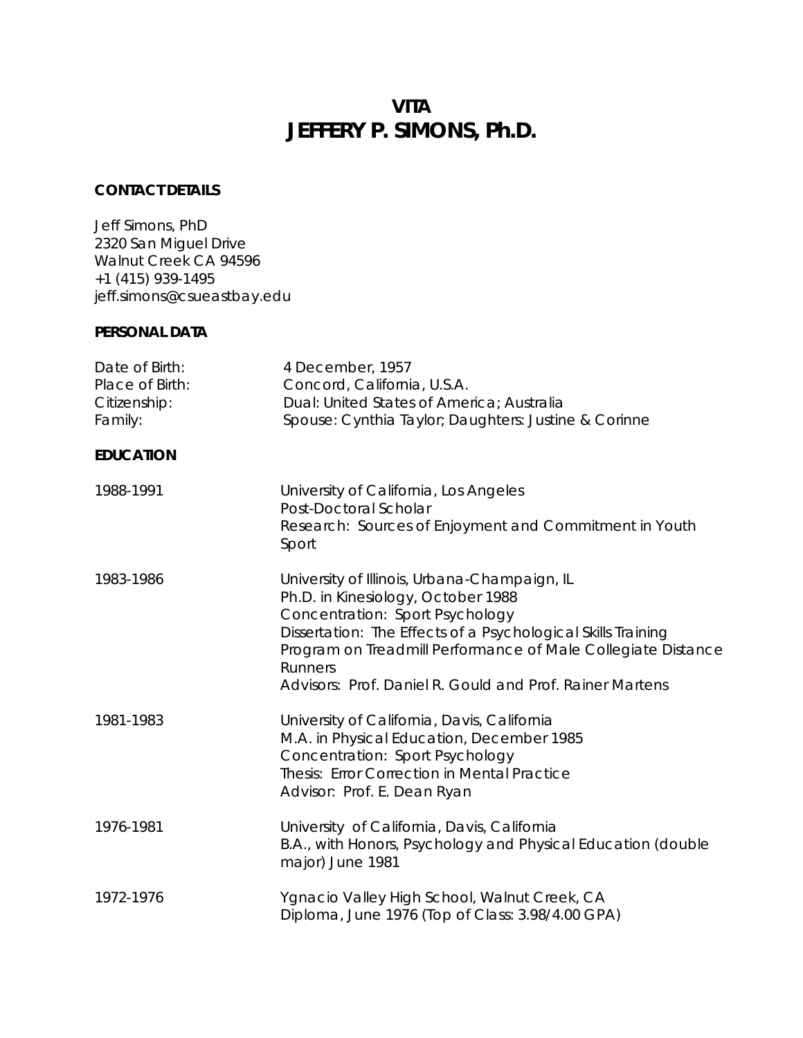# VITA
# JEFFERY P. SIMONS, Ph.D.

## CONTACT DETAILS

Jeff Simons, PhD
2320 San Miguel Drive
Walnut Creek CA 94596
+1 (415) 939-1495
jeff.simons@csueastbay.edu

## PERSONAL DATA

| | |
|---|---|
| Date of Birth: | 4 December, 1957 |
| Place of Birth: | Concord, California, U.S.A. |
| Citizenship: | Dual: United States of America; Australia |
| Family: | Spouse: Cynthia Taylor; Daughters: Justine & Corinne |

## EDUCATION

| | |
|---|---|
| 1988-1991 | University of California, Los Angeles<br>Post-Doctoral Scholar<br>Research: Sources of Enjoyment and Commitment in Youth Sport |
| 1983-1986 | University of Illinois, Urbana-Champaign, IL<br>Ph.D. in Kinesiology, October 1988<br>Concentration: Sport Psychology<br>Dissertation: The Effects of a Psychological Skills Training Program on Treadmill Performance of Male Collegiate Distance Runners<br>Advisors: Prof. Daniel R. Gould and Prof. Rainer Martens |
| 1981-1983 | University of California, Davis, California<br>M.A. in Physical Education, December 1985<br>Concentration: Sport Psychology<br>Thesis: Error Correction in Mental Practice<br>Advisor: Prof. E. Dean Ryan |
| 1976-1981 | University of California, Davis, California<br>B.A., with Honors, Psychology and Physical Education (double major) June 1981 |
| 1972-1976 | Ygnacio Valley High School, Walnut Creek, CA<br>Diploma, June 1976 (Top of Class: 3.98/4.00 GPA) |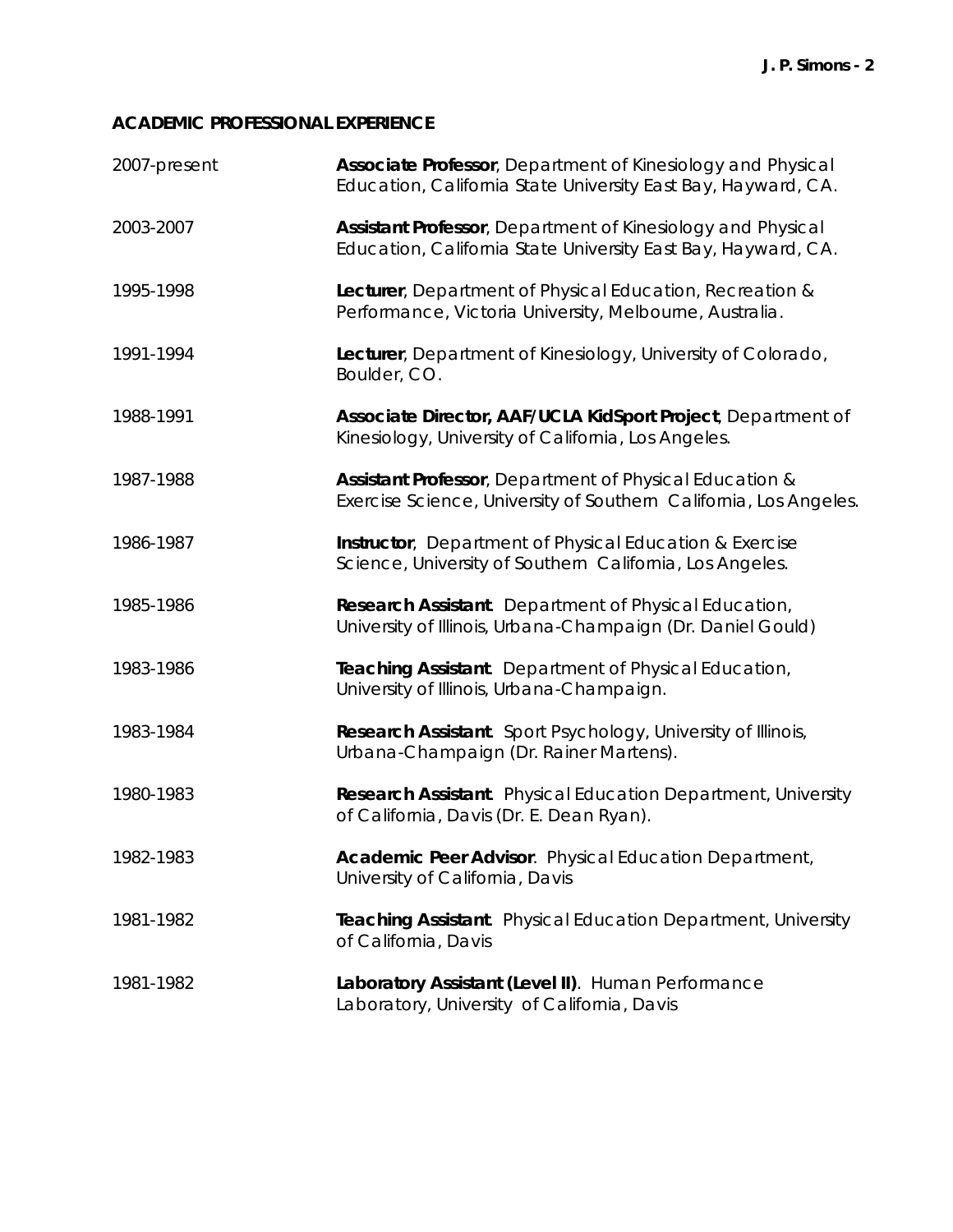## ACADEMIC PROFESSIONAL EXPERIENCE

| | |
|---|---|
| 2007-present | **Associate Professor**, Department of Kinesiology and Physical Education, California State University East Bay, Hayward, CA. |
| 2003-2007 | **Assistant Professor**, Department of Kinesiology and Physical Education, California State University East Bay, Hayward, CA. |
| 1995-1998 | **Lecturer**, Department of Physical Education, Recreation & Performance, Victoria University, Melbourne, Australia. |
| 1991-1994 | **Lecturer**, Department of Kinesiology, University of Colorado, Boulder, CO. |
| 1988-1991 | **Associate Director, AAF/UCLA KidSport Project**, Department of Kinesiology, University of California, Los Angeles. |
| 1987-1988 | **Assistant Professor**, Department of Physical Education & Exercise Science, University of Southern California, Los Angeles. |
| 1986-1987 | **Instructor**, Department of Physical Education & Exercise Science, University of Southern California, Los Angeles. |
| 1985-1986 | **Research Assistant**. Department of Physical Education, University of Illinois, Urbana-Champaign (Dr. Daniel Gould) |
| 1983-1986 | **Teaching Assistant**. Department of Physical Education, University of Illinois, Urbana-Champaign. |
| 1983-1984 | **Research Assistant**. Sport Psychology, University of Illinois, Urbana-Champaign (Dr. Rainer Martens). |
| 1980-1983 | **Research Assistant**. Physical Education Department, University of California, Davis (Dr. E. Dean Ryan). |
| 1982-1983 | **Academic Peer Advisor**. Physical Education Department, University of California, Davis |
| 1981-1982 | **Teaching Assistant**. Physical Education Department, University of California, Davis |
| 1981-1982 | **Laboratory Assistant (Level II)**. Human Performance Laboratory, University of California, Davis |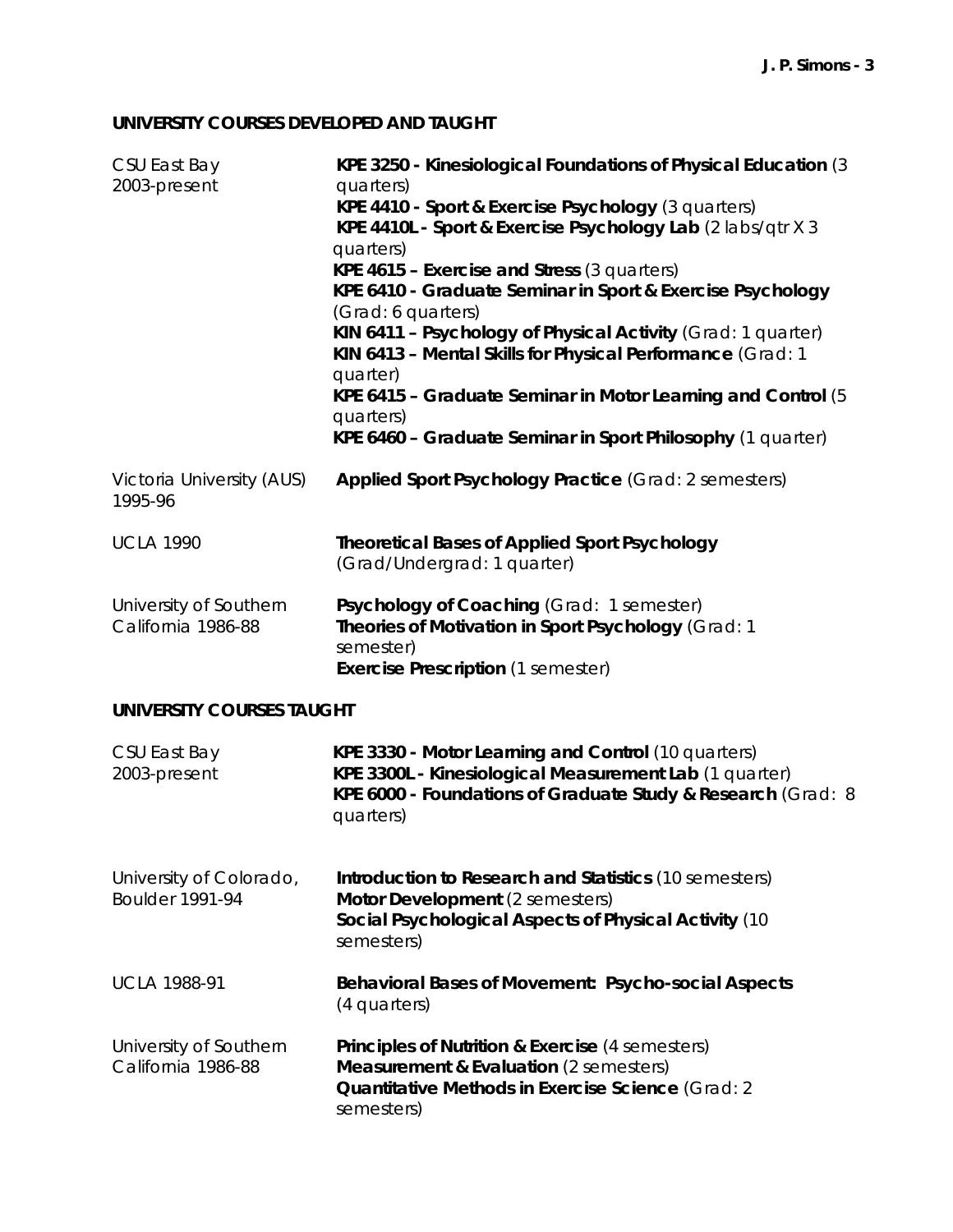## UNIVERSITY COURSES DEVELOPED AND TAUGHT

| | |
|---|---|
| CSU East Bay<br>2003-present | **KPE 3250 - Kinesiological Foundations of Physical Education** (3 quarters)<br>**KPE 4410 - Sport & Exercise Psychology** (3 quarters)<br>**KPE 4410L - Sport & Exercise Psychology Lab** (2 labs/qtr X 3 quarters)<br>**KPE 4615 – Exercise and Stress** (3 quarters)<br>**KPE 6410 - Graduate Seminar in Sport & Exercise Psychology** (Grad: 6 quarters)<br>**KIN 6411 – Psychology of Physical Activity** (Grad: 1 quarter)<br>**KIN 6413 – Mental Skills for Physical Performance** (Grad: 1 quarter)<br>**KPE 6415 – Graduate Seminar in Motor Learning and Control** (5 quarters)<br>**KPE 6460 – Graduate Seminar in Sport Philosophy** (1 quarter) |
| Victoria University (AUS)<br>1995-96 | **Applied Sport Psychology Practice** (Grad: 2 semesters) |
| UCLA 1990 | **Theoretical Bases of Applied Sport Psychology** (Grad/Undergrad: 1 quarter) |
| University of Southern California 1986-88 | **Psychology of Coaching** (Grad: 1 semester)<br>**Theories of Motivation in Sport Psychology** (Grad: 1 semester)<br>**Exercise Prescription** (1 semester) |

## UNIVERSITY COURSES TAUGHT

| | |
|---|---|
| CSU East Bay<br>2003-present | **KPE 3330 - Motor Learning and Control** (10 quarters)<br>**KPE 3300L - Kinesiological Measurement Lab** (1 quarter)<br>**KPE 6000 - Foundations of Graduate Study & Research** (Grad: 8 quarters) |
| University of Colorado, Boulder 1991-94 | **Introduction to Research and Statistics** (10 semesters)<br>**Motor Development** (2 semesters)<br>**Social Psychological Aspects of Physical Activity** (10 semesters) |
| UCLA 1988-91 | **Behavioral Bases of Movement: Psycho-social Aspects** (4 quarters) |
| University of Southern California 1986-88 | **Principles of Nutrition & Exercise** (4 semesters)<br>**Measurement & Evaluation** (2 semesters)<br>**Quantitative Methods in Exercise Science** (Grad: 2 semesters) |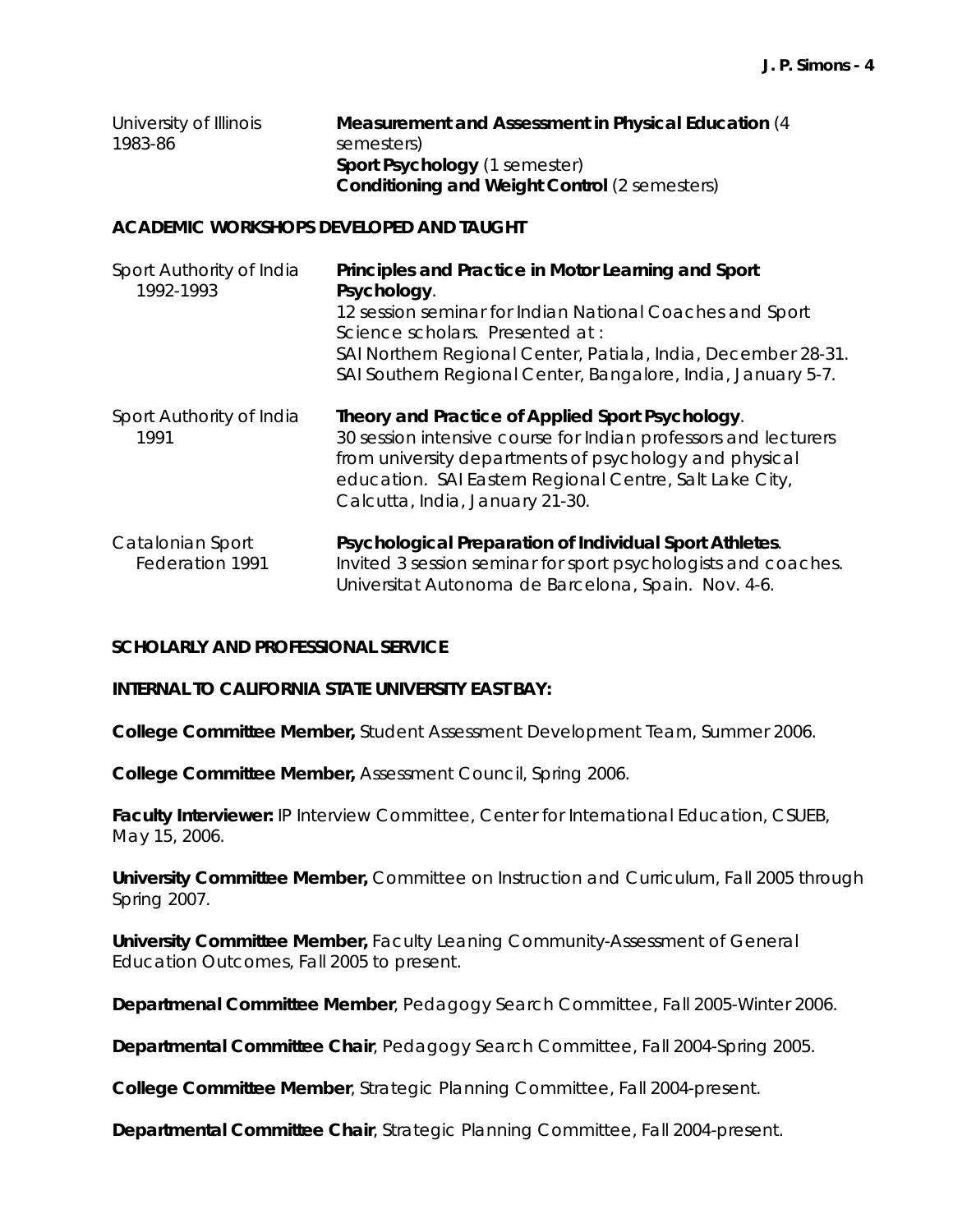University of Illinois 1983-86 — **Measurement and Assessment in Physical Education** (4 semesters)
**Sport Psychology** (1 semester)
**Conditioning and Weight Control** (2 semesters)

## ACADEMIC WORKSHOPS DEVELOPED AND TAUGHT

Sport Authority of India 1992-1993 — **Principles and Practice in Motor Learning and Sport Psychology**.
12 session seminar for Indian National Coaches and Sport Science scholars. Presented at :
SAI Northern Regional Center, Patiala, India, December 28-31.
SAI Southern Regional Center, Bangalore, India, January 5-7.

Sport Authority of India 1991 — **Theory and Practice of Applied Sport Psychology**.
30 session intensive course for Indian professors and lecturers from university departments of psychology and physical education. SAI Eastern Regional Centre, Salt Lake City, Calcutta, India, January 21-30.

Catalonian Sport Federation 1991 — **Psychological Preparation of Individual Sport Athletes**.
Invited 3 session seminar for sport psychologists and coaches. Universitat Autonoma de Barcelona, Spain. Nov. 4-6.

## SCHOLARLY AND PROFESSIONAL SERVICE

### INTERNAL TO CALIFORNIA STATE UNIVERSITY EAST BAY:

**College Committee Member,** Student Assessment Development Team, Summer 2006.

**College Committee Member,** Assessment Council, Spring 2006.

**Faculty Interviewer:** IP Interview Committee, Center for International Education, CSUEB, May 15, 2006.

**University Committee Member,** Committee on Instruction and Curriculum, Fall 2005 through Spring 2007.

**University Committee Member,** Faculty Leaning Community-Assessment of General Education Outcomes, Fall 2005 to present.

**Departmenal Committee Member**, Pedagogy Search Committee, Fall 2005-Winter 2006.

**Departmental Committee Chair**, Pedagogy Search Committee, Fall 2004-Spring 2005.

**College Committee Member**, Strategic Planning Committee, Fall 2004-present.

**Departmental Committee Chair**, Strategic Planning Committee, Fall 2004-present.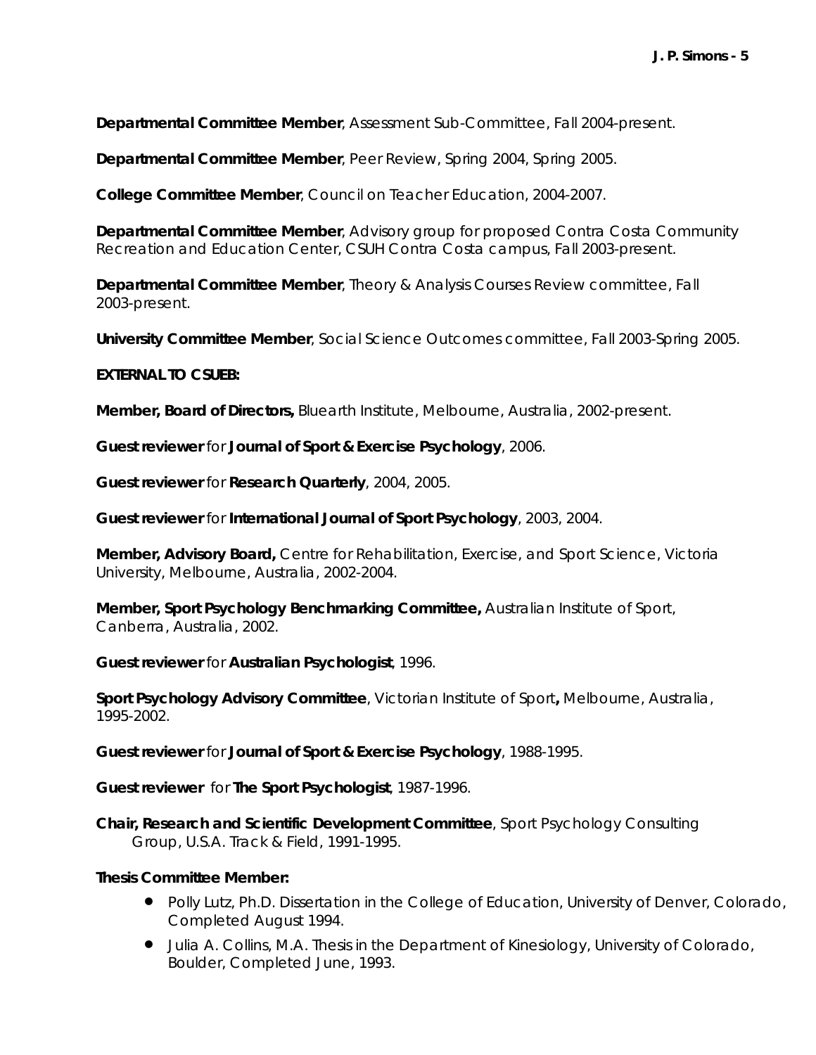**Departmental Committee Member**, Assessment Sub-Committee, Fall 2004-present.

**Departmental Committee Member**, Peer Review, Spring 2004, Spring 2005.

**College Committee Member**, Council on Teacher Education, 2004-2007.

**Departmental Committee Member**, Advisory group for proposed Contra Costa Community Recreation and Education Center, CSUH Contra Costa campus, Fall 2003-present.

**Departmental Committee Member**, Theory & Analysis Courses Review committee, Fall 2003-present.

**University Committee Member**, Social Science Outcomes committee, Fall 2003-Spring 2005.

**EXTERNAL TO CSUEB:**

**Member, Board of Directors,** Bluearth Institute, Melbourne, Australia, 2002-present.

**Guest reviewer** for **Journal of Sport & Exercise Psychology**, 2006.

**Guest reviewer** for **Research Quarterly**, 2004, 2005.

**Guest reviewer** for **International Journal of Sport Psychology**, 2003, 2004.

**Member, Advisory Board,** Centre for Rehabilitation, Exercise, and Sport Science, Victoria University, Melbourne, Australia, 2002-2004.

**Member, Sport Psychology Benchmarking Committee,** Australian Institute of Sport, Canberra, Australia, 2002.

**Guest reviewer** for **Australian Psychologist**, 1996.

**Sport Psychology Advisory Committee**, Victorian Institute of Sport**,** Melbourne, Australia, 1995-2002.

**Guest reviewer** for **Journal of Sport & Exercise Psychology**, 1988-1995.

**Guest reviewer** for **The Sport Psychologist**, 1987-1996.

**Chair, Research and Scientific Development Committee**, Sport Psychology Consulting Group, U.S.A. Track & Field, 1991-1995.

**Thesis Committee Member:**

- Polly Lutz, Ph.D. Dissertation in the College of Education, University of Denver, Colorado, Completed August 1994.
- Julia A. Collins, M.A. Thesis in the Department of Kinesiology, University of Colorado, Boulder, Completed June, 1993.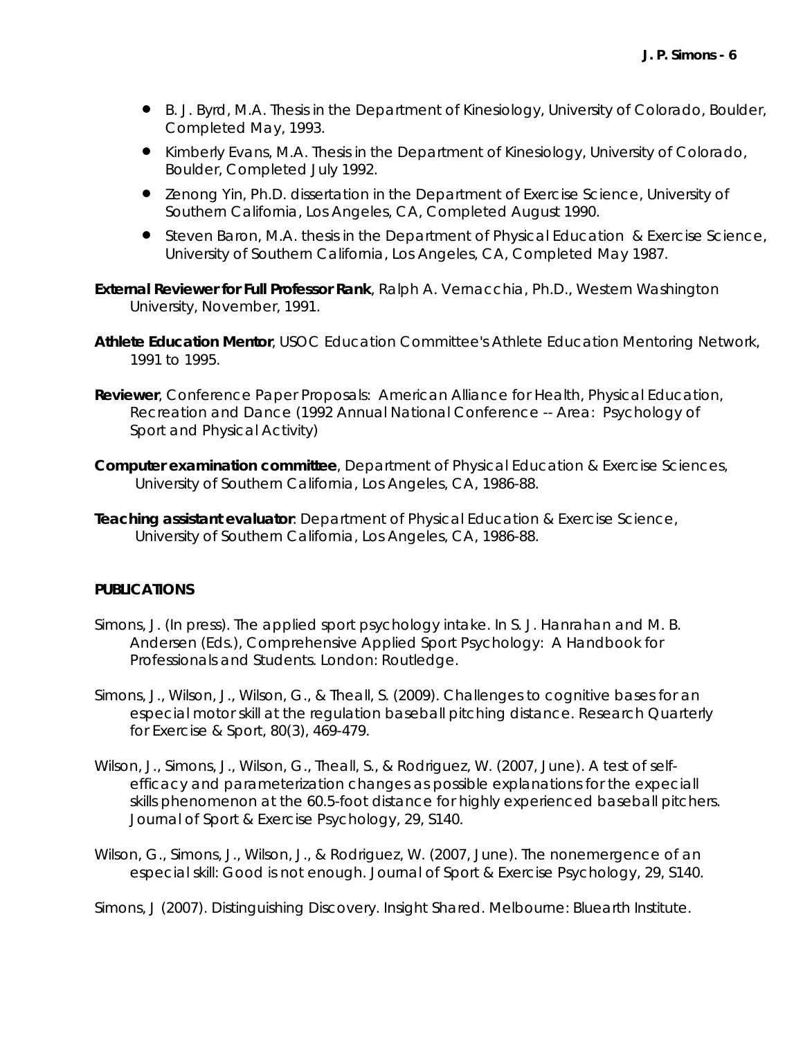- B. J. Byrd, M.A. Thesis in the Department of Kinesiology, University of Colorado, Boulder, Completed May, 1993.
- Kimberly Evans, M.A. Thesis in the Department of Kinesiology, University of Colorado, Boulder, Completed July 1992.
- Zenong Yin, Ph.D. dissertation in the Department of Exercise Science, University of Southern California, Los Angeles, CA, Completed August 1990.
- Steven Baron, M.A. thesis in the Department of Physical Education & Exercise Science, University of Southern California, Los Angeles, CA, Completed May 1987.

**External Reviewer for Full Professor Rank**, Ralph A. Vernacchia, Ph.D., Western Washington University, November, 1991.

**Athlete Education Mentor**, USOC Education Committee's Athlete Education Mentoring Network, 1991 to 1995.

**Reviewer**, Conference Paper Proposals: American Alliance for Health, Physical Education, Recreation and Dance (1992 Annual National Conference -- Area: Psychology of Sport and Physical Activity)

**Computer examination committee**, Department of Physical Education & Exercise Sciences, University of Southern California, Los Angeles, CA, 1986-88.

**Teaching assistant evaluator**: Department of Physical Education & Exercise Science, University of Southern California, Los Angeles, CA, 1986-88.

## PUBLICATIONS

Simons, J. (In press). The applied sport psychology intake. In S. J. Hanrahan and M. B. Andersen (Eds.), Comprehensive Applied Sport Psychology: A Handbook for Professionals and Students. London: Routledge.

Simons, J., Wilson, J., Wilson, G., & Theall, S. (2009). Challenges to cognitive bases for an especial motor skill at the regulation baseball pitching distance. Research Quarterly for Exercise & Sport, 80(3), 469-479.

Wilson, J., Simons, J., Wilson, G., Theall, S., & Rodriguez, W. (2007, June). A test of self-efficacy and parameterization changes as possible explanations for the expeciall skills phenomenon at the 60.5-foot distance for highly experienced baseball pitchers. Journal of Sport & Exercise Psychology, 29, S140.

Wilson, G., Simons, J., Wilson, J., & Rodriguez, W. (2007, June). The nonemergence of an especial skill: Good is not enough. Journal of Sport & Exercise Psychology, 29, S140.

Simons, J (2007). Distinguishing Discovery. Insight Shared. Melbourne: Bluearth Institute.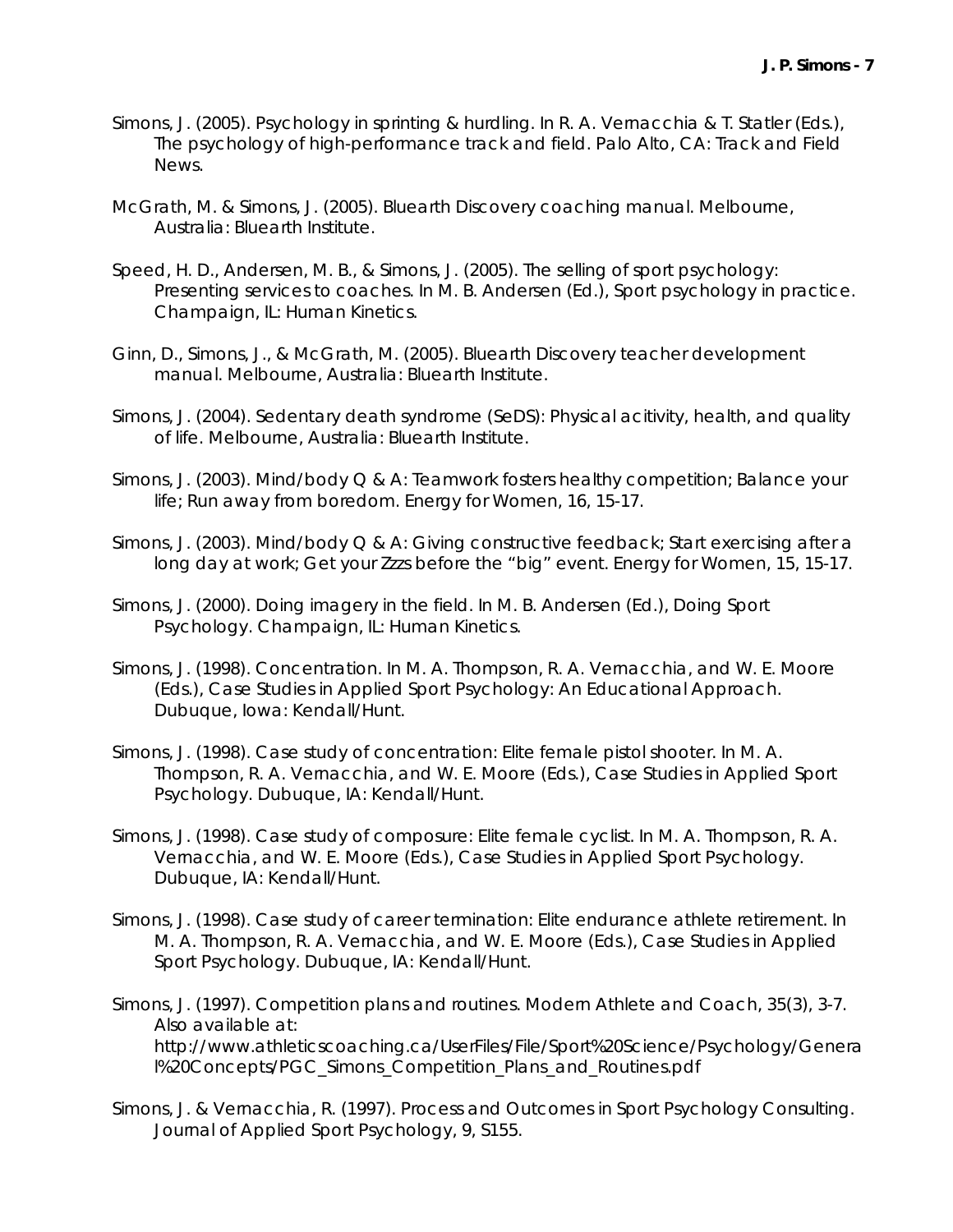Simons, J. (2005). Psychology in sprinting & hurdling. In R. A. Vernacchia & T. Statler (Eds.), The psychology of high-performance track and field. Palo Alto, CA: Track and Field News.

McGrath, M. & Simons, J. (2005). Bluearth Discovery coaching manual. Melbourne, Australia: Bluearth Institute.

Speed, H. D., Andersen, M. B., & Simons, J. (2005). The selling of sport psychology: Presenting services to coaches. In M. B. Andersen (Ed.), Sport psychology in practice. Champaign, IL: Human Kinetics.

Ginn, D., Simons, J., & McGrath, M. (2005). Bluearth Discovery teacher development manual. Melbourne, Australia: Bluearth Institute.

Simons, J. (2004). Sedentary death syndrome (SeDS): Physical acitivity, health, and quality of life. Melbourne, Australia: Bluearth Institute.

Simons, J. (2003). Mind/body Q & A: Teamwork fosters healthy competition; Balance your life; Run away from boredom. Energy for Women, 16, 15-17.

Simons, J. (2003). Mind/body Q & A: Giving constructive feedback; Start exercising after a long day at work; Get your Zzzs before the "big" event. Energy for Women, 15, 15-17.

Simons, J. (2000). Doing imagery in the field. In M. B. Andersen (Ed.), Doing Sport Psychology. Champaign, IL: Human Kinetics.

Simons, J. (1998). Concentration. In M. A. Thompson, R. A. Vernacchia, and W. E. Moore (Eds.), Case Studies in Applied Sport Psychology: An Educational Approach. Dubuque, Iowa: Kendall/Hunt.

Simons, J. (1998). Case study of concentration: Elite female pistol shooter. In M. A. Thompson, R. A. Vernacchia, and W. E. Moore (Eds.), Case Studies in Applied Sport Psychology. Dubuque, IA: Kendall/Hunt.

Simons, J. (1998). Case study of composure: Elite female cyclist. In M. A. Thompson, R. A. Vernacchia, and W. E. Moore (Eds.), Case Studies in Applied Sport Psychology. Dubuque, IA: Kendall/Hunt.

Simons, J. (1998). Case study of career termination: Elite endurance athlete retirement. In M. A. Thompson, R. A. Vernacchia, and W. E. Moore (Eds.), Case Studies in Applied Sport Psychology. Dubuque, IA: Kendall/Hunt.

Simons, J. (1997). Competition plans and routines. Modern Athlete and Coach, 35(3), 3-7. Also available at: http://www.athleticscoaching.ca/UserFiles/File/Sport%20Science/Psychology/General%20Concepts/PGC_Simons_Competition_Plans_and_Routines.pdf

Simons, J. & Vernacchia, R. (1997). Process and Outcomes in Sport Psychology Consulting. Journal of Applied Sport Psychology, 9, S155.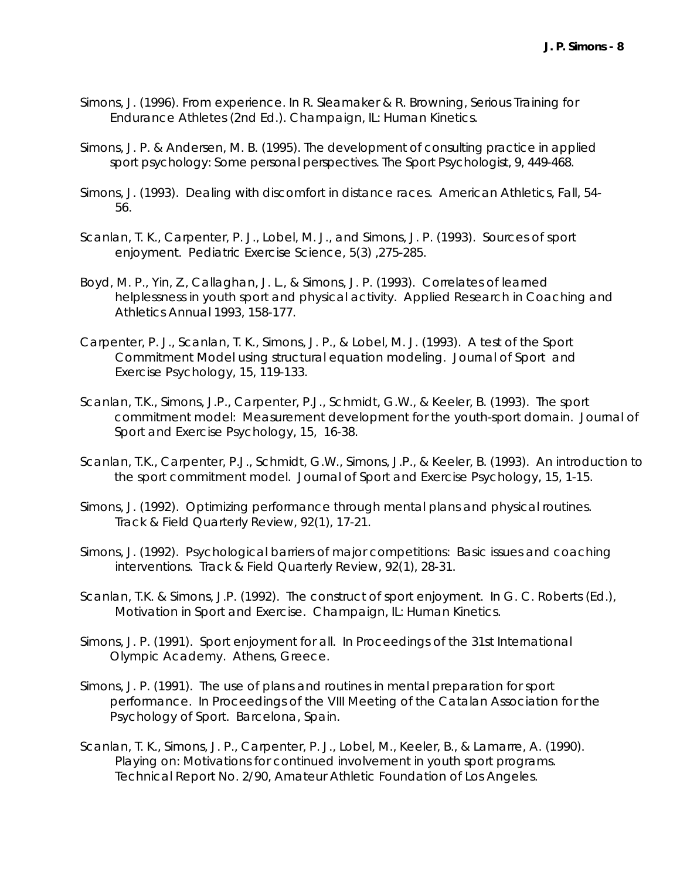Simons, J. (1996). From experience. In R. Sleamaker & R. Browning, Serious Training for Endurance Athletes (2nd Ed.). Champaign, IL: Human Kinetics.

Simons, J. P. & Andersen, M. B. (1995). The development of consulting practice in applied sport psychology: Some personal perspectives. The Sport Psychologist, 9, 449-468.

Simons, J. (1993). Dealing with discomfort in distance races. American Athletics, Fall, 54-56.

Scanlan, T. K., Carpenter, P. J., Lobel, M. J., and Simons, J. P. (1993). Sources of sport enjoyment. Pediatric Exercise Science, 5(3) ,275-285.

Boyd, M. P., Yin, Z, Callaghan, J. L., & Simons, J. P. (1993). Correlates of learned helplessness in youth sport and physical activity. Applied Research in Coaching and Athletics Annual 1993, 158-177.

Carpenter, P. J., Scanlan, T. K., Simons, J. P., & Lobel, M. J. (1993). A test of the Sport Commitment Model using structural equation modeling. Journal of Sport and Exercise Psychology, 15, 119-133.

Scanlan, T.K., Simons, J.P., Carpenter, P.J., Schmidt, G.W., & Keeler, B. (1993). The sport commitment model: Measurement development for the youth-sport domain. Journal of Sport and Exercise Psychology, 15, 16-38.

Scanlan, T.K., Carpenter, P.J., Schmidt, G.W., Simons, J.P., & Keeler, B. (1993). An introduction to the sport commitment model. Journal of Sport and Exercise Psychology, 15, 1-15.

Simons, J. (1992). Optimizing performance through mental plans and physical routines. Track & Field Quarterly Review, 92(1), 17-21.

Simons, J. (1992). Psychological barriers of major competitions: Basic issues and coaching interventions. Track & Field Quarterly Review, 92(1), 28-31.

Scanlan, T.K. & Simons, J.P. (1992). The construct of sport enjoyment. In G. C. Roberts (Ed.), Motivation in Sport and Exercise. Champaign, IL: Human Kinetics.

Simons, J. P. (1991). Sport enjoyment for all. In Proceedings of the 31st International Olympic Academy. Athens, Greece.

Simons, J. P. (1991). The use of plans and routines in mental preparation for sport performance. In Proceedings of the VIII Meeting of the Catalan Association for the Psychology of Sport. Barcelona, Spain.

Scanlan, T. K., Simons, J. P., Carpenter, P. J., Lobel, M., Keeler, B., & Lamarre, A. (1990). Playing on: Motivations for continued involvement in youth sport programs. Technical Report No. 2/90, Amateur Athletic Foundation of Los Angeles.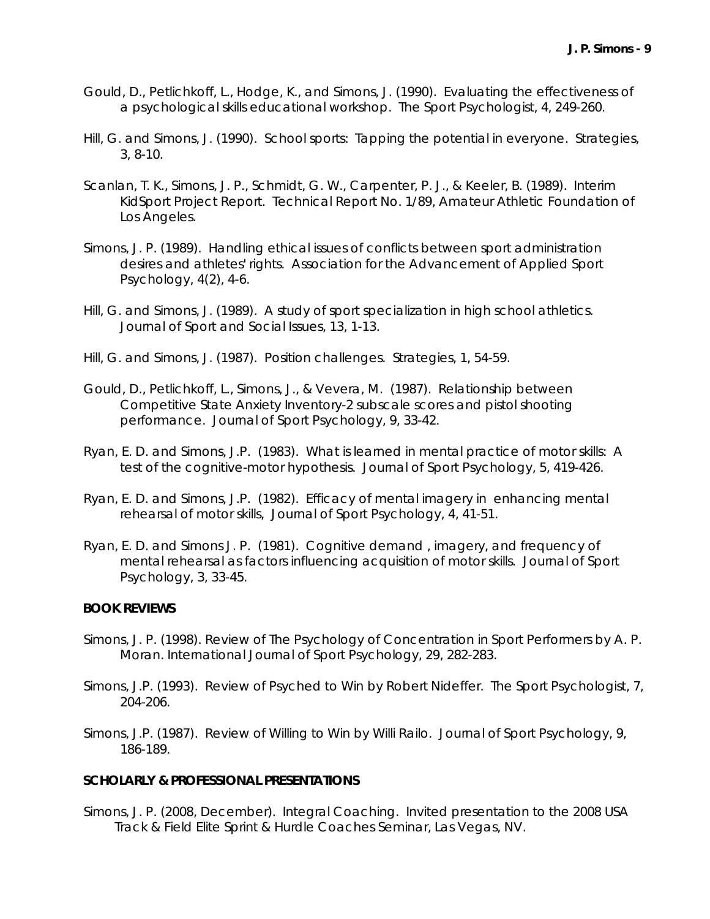Gould, D., Petlichkoff, L., Hodge, K., and Simons, J. (1990). Evaluating the effectiveness of a psychological skills educational workshop. The Sport Psychologist, 4, 249-260.

Hill, G. and Simons, J. (1990). School sports: Tapping the potential in everyone. Strategies, 3, 8-10.

Scanlan, T. K., Simons, J. P., Schmidt, G. W., Carpenter, P. J., & Keeler, B. (1989). Interim KidSport Project Report. Technical Report No. 1/89, Amateur Athletic Foundation of Los Angeles.

Simons, J. P. (1989). Handling ethical issues of conflicts between sport administration desires and athletes' rights. Association for the Advancement of Applied Sport Psychology, 4(2), 4-6.

Hill, G. and Simons, J. (1989). A study of sport specialization in high school athletics. Journal of Sport and Social Issues, 13, 1-13.

Hill, G. and Simons, J. (1987). Position challenges. Strategies, 1, 54-59.

Gould, D., Petlichkoff, L., Simons, J., & Vevera, M. (1987). Relationship between Competitive State Anxiety Inventory-2 subscale scores and pistol shooting performance. Journal of Sport Psychology, 9, 33-42.

Ryan, E. D. and Simons, J.P. (1983). What is learned in mental practice of motor skills: A test of the cognitive-motor hypothesis. Journal of Sport Psychology, 5, 419-426.

Ryan, E. D. and Simons, J.P. (1982). Efficacy of mental imagery in enhancing mental rehearsal of motor skills, Journal of Sport Psychology, 4, 41-51.

Ryan, E. D. and Simons J. P. (1981). Cognitive demand , imagery, and frequency of mental rehearsal as factors influencing acquisition of motor skills. Journal of Sport Psychology, 3, 33-45.

**BOOK REVIEWS**

Simons, J. P. (1998). Review of The Psychology of Concentration in Sport Performers by A. P. Moran. International Journal of Sport Psychology, 29, 282-283.

Simons, J.P. (1993). Review of Psyched to Win by Robert Nideffer. The Sport Psychologist, 7, 204-206.

Simons, J.P. (1987). Review of Willing to Win by Willi Railo. Journal of Sport Psychology, 9, 186-189.

**SCHOLARLY & PROFESSIONAL PRESENTATIONS**

Simons, J. P. (2008, December). Integral Coaching. Invited presentation to the 2008 USA Track & Field Elite Sprint & Hurdle Coaches Seminar, Las Vegas, NV.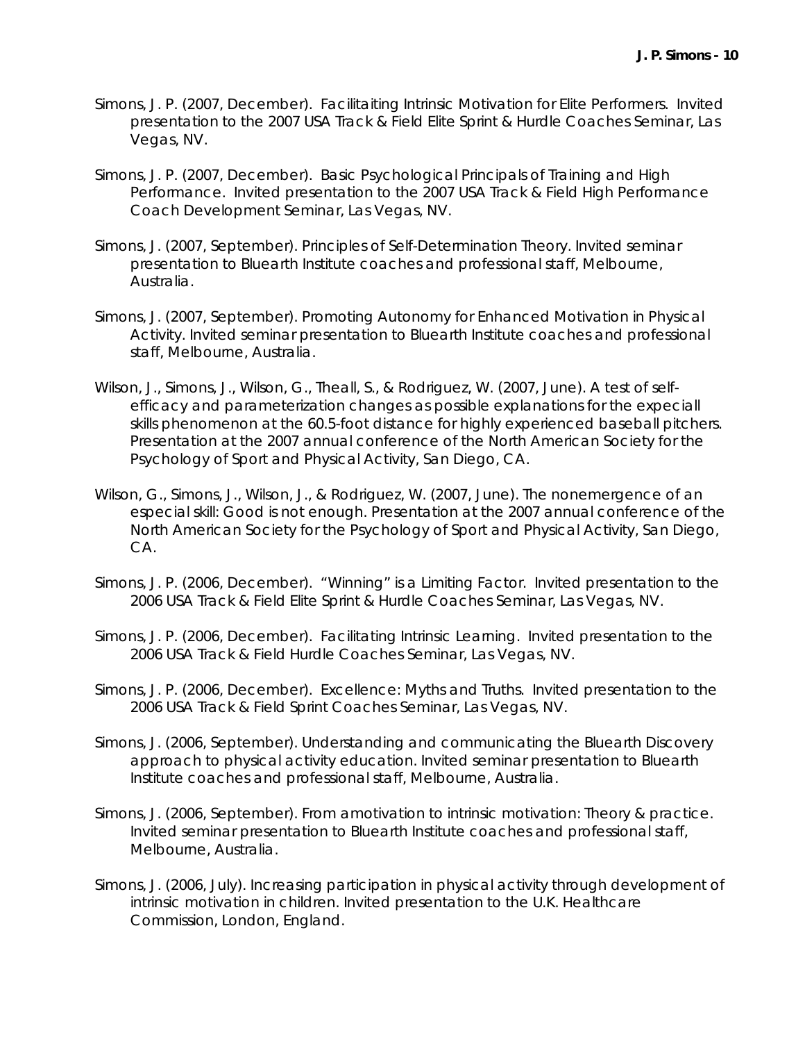Simons, J. P. (2007, December). Facilitaiting Intrinsic Motivation for Elite Performers. Invited presentation to the 2007 USA Track & Field Elite Sprint & Hurdle Coaches Seminar, Las Vegas, NV.

Simons, J. P. (2007, December). Basic Psychological Principals of Training and High Performance. Invited presentation to the 2007 USA Track & Field High Performance Coach Development Seminar, Las Vegas, NV.

Simons, J. (2007, September). Principles of Self-Determination Theory. Invited seminar presentation to Bluearth Institute coaches and professional staff, Melbourne, Australia.

Simons, J. (2007, September). Promoting Autonomy for Enhanced Motivation in Physical Activity. Invited seminar presentation to Bluearth Institute coaches and professional staff, Melbourne, Australia.

Wilson, J., Simons, J., Wilson, G., Theall, S., & Rodriguez, W. (2007, June). A test of self-efficacy and parameterization changes as possible explanations for the expeciall skills phenomenon at the 60.5-foot distance for highly experienced baseball pitchers. Presentation at the 2007 annual conference of the North American Society for the Psychology of Sport and Physical Activity, San Diego, CA.

Wilson, G., Simons, J., Wilson, J., & Rodriguez, W. (2007, June). The nonemergence of an especial skill: Good is not enough. Presentation at the 2007 annual conference of the North American Society for the Psychology of Sport and Physical Activity, San Diego, CA.

Simons, J. P. (2006, December). "Winning" is a Limiting Factor. Invited presentation to the 2006 USA Track & Field Elite Sprint & Hurdle Coaches Seminar, Las Vegas, NV.

Simons, J. P. (2006, December). Facilitating Intrinsic Learning. Invited presentation to the 2006 USA Track & Field Hurdle Coaches Seminar, Las Vegas, NV.

Simons, J. P. (2006, December). Excellence: Myths and Truths. Invited presentation to the 2006 USA Track & Field Sprint Coaches Seminar, Las Vegas, NV.

Simons, J. (2006, September). Understanding and communicating the Bluearth Discovery approach to physical activity education. Invited seminar presentation to Bluearth Institute coaches and professional staff, Melbourne, Australia.

Simons, J. (2006, September). From amotivation to intrinsic motivation: Theory & practice. Invited seminar presentation to Bluearth Institute coaches and professional staff, Melbourne, Australia.

Simons, J. (2006, July). Increasing participation in physical activity through development of intrinsic motivation in children. Invited presentation to the U.K. Healthcare Commission, London, England.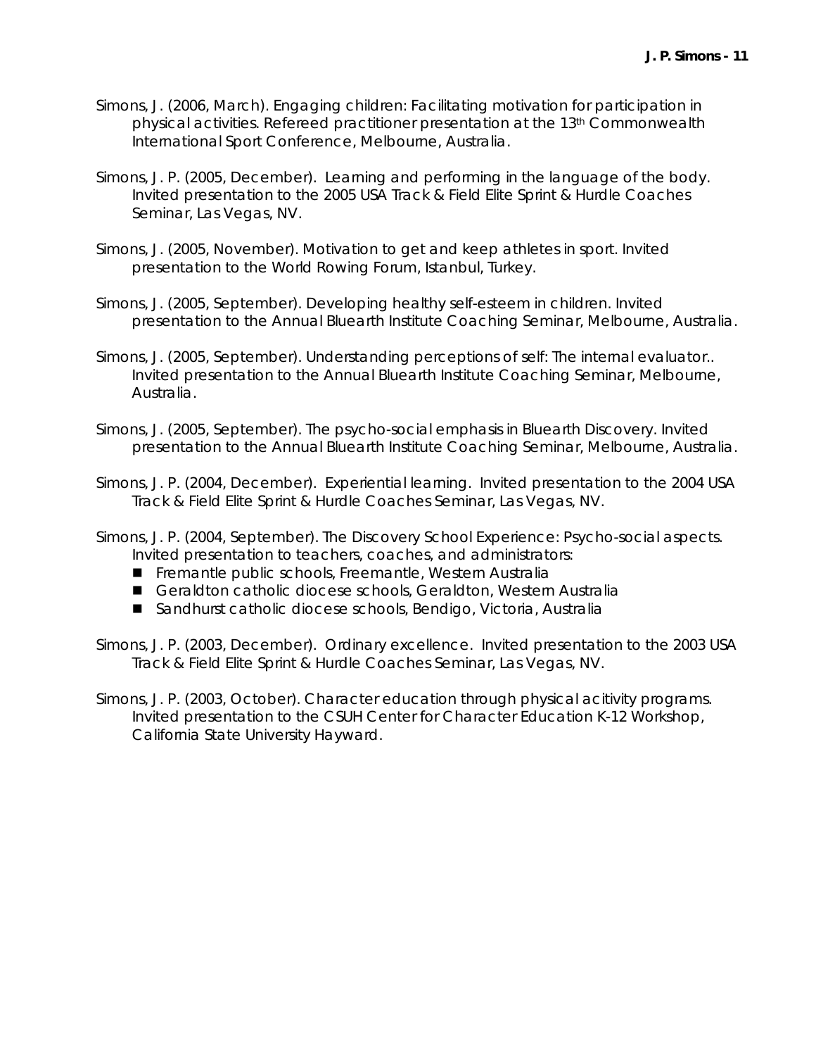Simons, J. (2006, March). Engaging children: Facilitating motivation for participation in physical activities. Refereed practitioner presentation at the 13th Commonwealth International Sport Conference, Melbourne, Australia.

Simons, J. P. (2005, December). Learning and performing in the language of the body. Invited presentation to the 2005 USA Track & Field Elite Sprint & Hurdle Coaches Seminar, Las Vegas, NV.

Simons, J. (2005, November). Motivation to get and keep athletes in sport. Invited presentation to the World Rowing Forum, Istanbul, Turkey.

Simons, J. (2005, September). Developing healthy self-esteem in children. Invited presentation to the Annual Bluearth Institute Coaching Seminar, Melbourne, Australia.

Simons, J. (2005, September). Understanding perceptions of self: The internal evaluator.. Invited presentation to the Annual Bluearth Institute Coaching Seminar, Melbourne, Australia.

Simons, J. (2005, September). The psycho-social emphasis in Bluearth Discovery. Invited presentation to the Annual Bluearth Institute Coaching Seminar, Melbourne, Australia.

Simons, J. P. (2004, December). Experiential learning. Invited presentation to the 2004 USA Track & Field Elite Sprint & Hurdle Coaches Seminar, Las Vegas, NV.

Simons, J. P. (2004, September). The Discovery School Experience: Psycho-social aspects. Invited presentation to teachers, coaches, and administrators:

- Fremantle public schools, Freemantle, Western Australia
- Geraldton catholic diocese schools, Geraldton, Western Australia
- Sandhurst catholic diocese schools, Bendigo, Victoria, Australia

Simons, J. P. (2003, December). Ordinary excellence. Invited presentation to the 2003 USA Track & Field Elite Sprint & Hurdle Coaches Seminar, Las Vegas, NV.

Simons, J. P. (2003, October). Character education through physical acitivity programs. Invited presentation to the CSUH Center for Character Education K-12 Workshop, California State University Hayward.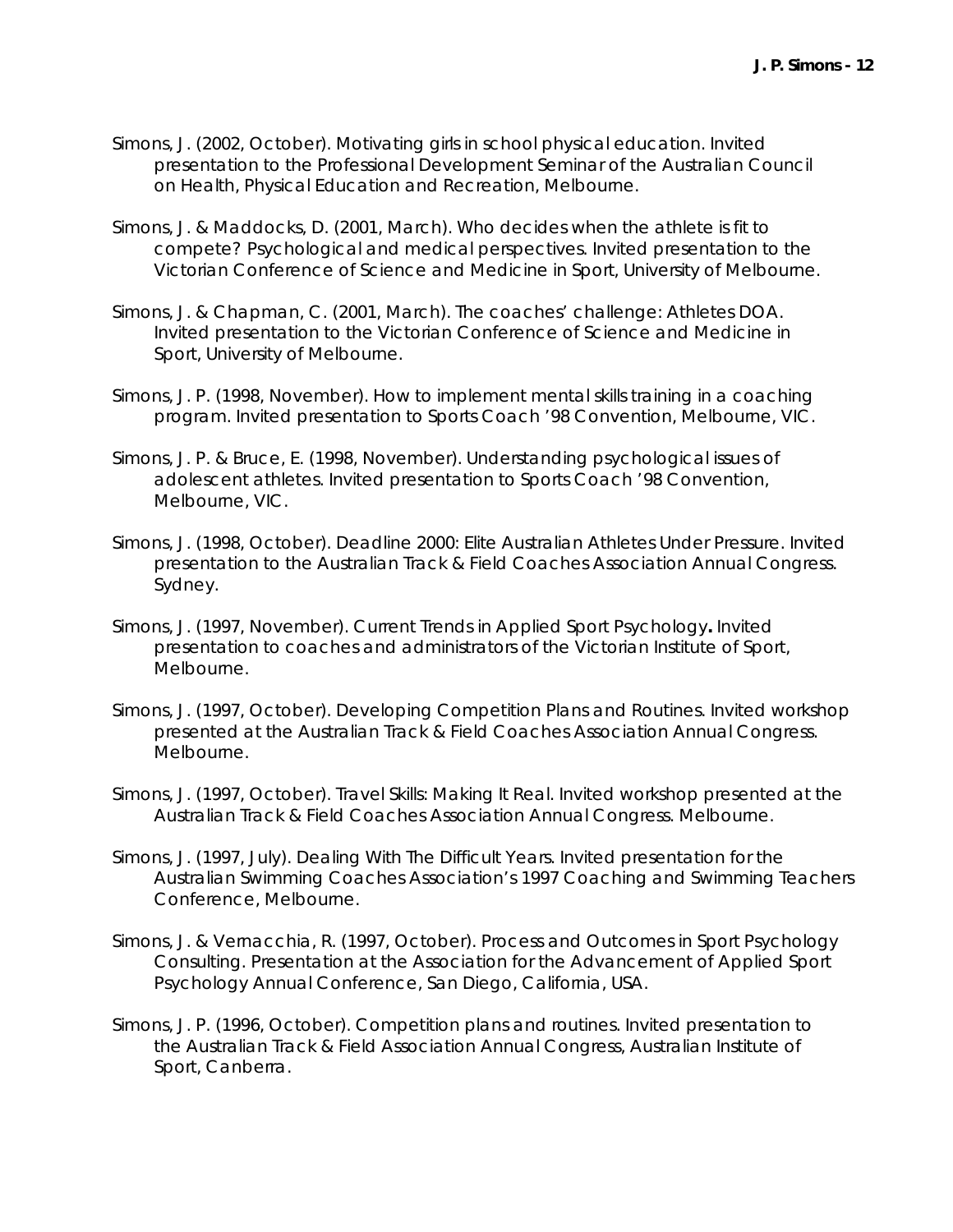Simons, J. (2002, October). Motivating girls in school physical education. Invited presentation to the Professional Development Seminar of the Australian Council on Health, Physical Education and Recreation, Melbourne.

Simons, J. & Maddocks, D. (2001, March). Who decides when the athlete is fit to compete? Psychological and medical perspectives. Invited presentation to the Victorian Conference of Science and Medicine in Sport, University of Melbourne.

Simons, J. & Chapman, C. (2001, March). The coaches' challenge: Athletes DOA. Invited presentation to the Victorian Conference of Science and Medicine in Sport, University of Melbourne.

Simons, J. P. (1998, November). How to implement mental skills training in a coaching program. Invited presentation to Sports Coach '98 Convention, Melbourne, VIC.

Simons, J. P. & Bruce, E. (1998, November). Understanding psychological issues of adolescent athletes. Invited presentation to Sports Coach '98 Convention, Melbourne, VIC.

Simons, J. (1998, October). Deadline 2000: Elite Australian Athletes Under Pressure. Invited presentation to the Australian Track & Field Coaches Association Annual Congress. Sydney.

Simons, J. (1997, November). Current Trends in Applied Sport Psychology**.** Invited presentation to coaches and administrators of the Victorian Institute of Sport, Melbourne.

Simons, J. (1997, October). Developing Competition Plans and Routines. Invited workshop presented at the Australian Track & Field Coaches Association Annual Congress. Melbourne.

Simons, J. (1997, October). Travel Skills: Making It Real. Invited workshop presented at the Australian Track & Field Coaches Association Annual Congress. Melbourne.

Simons, J. (1997, July). Dealing With The Difficult Years. Invited presentation for the Australian Swimming Coaches Association's 1997 Coaching and Swimming Teachers Conference, Melbourne.

Simons, J. & Vernacchia, R. (1997, October). Process and Outcomes in Sport Psychology Consulting. Presentation at the Association for the Advancement of Applied Sport Psychology Annual Conference, San Diego, California, USA.

Simons, J. P. (1996, October). Competition plans and routines. Invited presentation to the Australian Track & Field Association Annual Congress, Australian Institute of Sport, Canberra.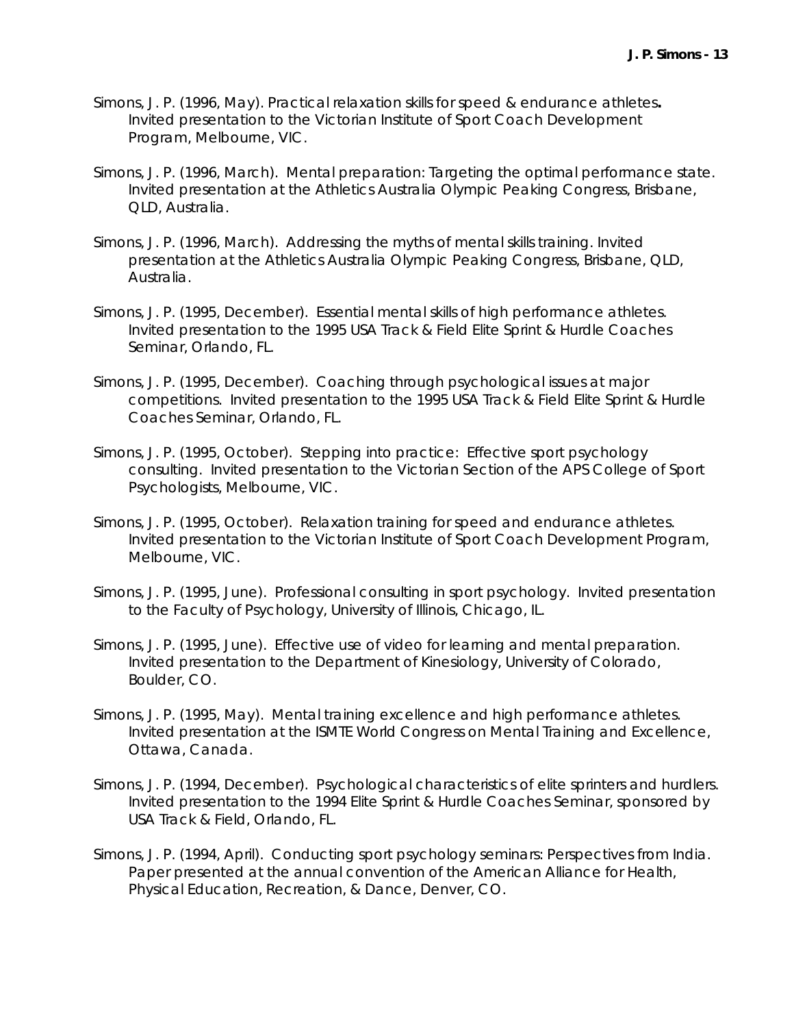Simons, J. P. (1996, May). Practical relaxation skills for speed & endurance athletes**.** Invited presentation to the Victorian Institute of Sport Coach Development Program, Melbourne, VIC.

Simons, J. P. (1996, March). Mental preparation: Targeting the optimal performance state. Invited presentation at the Athletics Australia Olympic Peaking Congress, Brisbane, QLD, Australia.

Simons, J. P. (1996, March). Addressing the myths of mental skills training. Invited presentation at the Athletics Australia Olympic Peaking Congress, Brisbane, QLD, Australia.

Simons, J. P. (1995, December). Essential mental skills of high performance athletes. Invited presentation to the 1995 USA Track & Field Elite Sprint & Hurdle Coaches Seminar, Orlando, FL.

Simons, J. P. (1995, December). Coaching through psychological issues at major competitions. Invited presentation to the 1995 USA Track & Field Elite Sprint & Hurdle Coaches Seminar, Orlando, FL.

Simons, J. P. (1995, October). Stepping into practice: Effective sport psychology consulting. Invited presentation to the Victorian Section of the APS College of Sport Psychologists, Melbourne, VIC.

Simons, J. P. (1995, October). Relaxation training for speed and endurance athletes. Invited presentation to the Victorian Institute of Sport Coach Development Program, Melbourne, VIC.

Simons, J. P. (1995, June). Professional consulting in sport psychology. Invited presentation to the Faculty of Psychology, University of Illinois, Chicago, IL.

Simons, J. P. (1995, June). Effective use of video for learning and mental preparation. Invited presentation to the Department of Kinesiology, University of Colorado, Boulder, CO.

Simons, J. P. (1995, May). Mental training excellence and high performance athletes. Invited presentation at the ISMTE World Congress on Mental Training and Excellence, Ottawa, Canada.

Simons, J. P. (1994, December). Psychological characteristics of elite sprinters and hurdlers. Invited presentation to the 1994 Elite Sprint & Hurdle Coaches Seminar, sponsored by USA Track & Field, Orlando, FL.

Simons, J. P. (1994, April). Conducting sport psychology seminars: Perspectives from India. Paper presented at the annual convention of the American Alliance for Health, Physical Education, Recreation, & Dance, Denver, CO.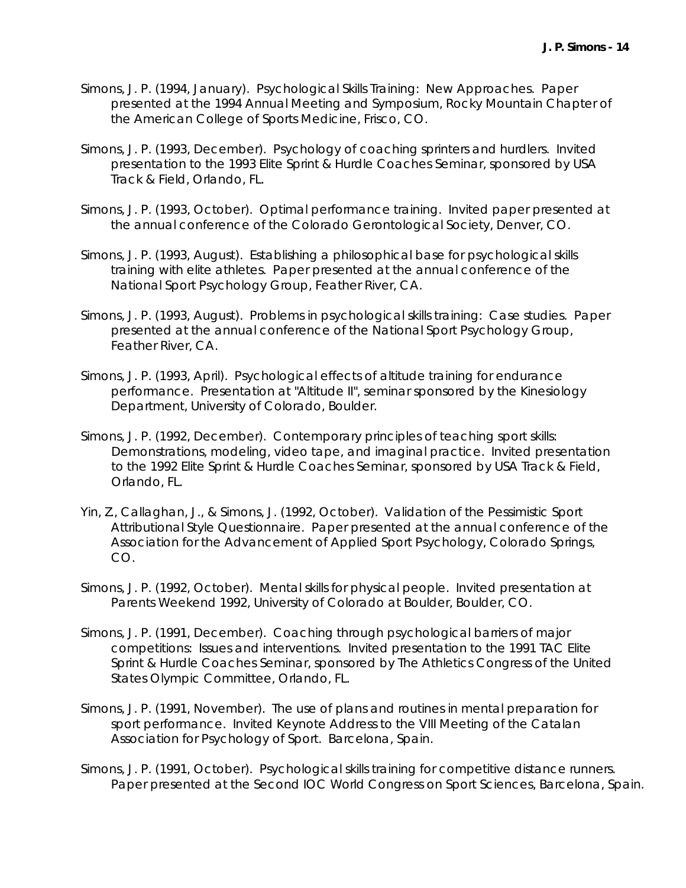Simons, J. P. (1994, January). Psychological Skills Training: New Approaches. Paper presented at the 1994 Annual Meeting and Symposium, Rocky Mountain Chapter of the American College of Sports Medicine, Frisco, CO.

Simons, J. P. (1993, December). Psychology of coaching sprinters and hurdlers. Invited presentation to the 1993 Elite Sprint & Hurdle Coaches Seminar, sponsored by USA Track & Field, Orlando, FL.

Simons, J. P. (1993, October). Optimal performance training. Invited paper presented at the annual conference of the Colorado Gerontological Society, Denver, CO.

Simons, J. P. (1993, August). Establishing a philosophical base for psychological skills training with elite athletes. Paper presented at the annual conference of the National Sport Psychology Group, Feather River, CA.

Simons, J. P. (1993, August). Problems in psychological skills training: Case studies. Paper presented at the annual conference of the National Sport Psychology Group, Feather River, CA.

Simons, J. P. (1993, April). Psychological effects of altitude training for endurance performance. Presentation at "Altitude II", seminar sponsored by the Kinesiology Department, University of Colorado, Boulder.

Simons, J. P. (1992, December). Contemporary principles of teaching sport skills: Demonstrations, modeling, video tape, and imaginal practice. Invited presentation to the 1992 Elite Sprint & Hurdle Coaches Seminar, sponsored by USA Track & Field, Orlando, FL.

Yin, Z., Callaghan, J., & Simons, J. (1992, October). Validation of the Pessimistic Sport Attributional Style Questionnaire. Paper presented at the annual conference of the Association for the Advancement of Applied Sport Psychology, Colorado Springs, CO.

Simons, J. P. (1992, October). Mental skills for physical people. Invited presentation at Parents Weekend 1992, University of Colorado at Boulder, Boulder, CO.

Simons, J. P. (1991, December). Coaching through psychological barriers of major competitions: Issues and interventions. Invited presentation to the 1991 TAC Elite Sprint & Hurdle Coaches Seminar, sponsored by The Athletics Congress of the United States Olympic Committee, Orlando, FL.

Simons, J. P. (1991, November). The use of plans and routines in mental preparation for sport performance. Invited Keynote Address to the VIII Meeting of the Catalan Association for Psychology of Sport. Barcelona, Spain.

Simons, J. P. (1991, October). Psychological skills training for competitive distance runners. Paper presented at the Second IOC World Congress on Sport Sciences, Barcelona, Spain.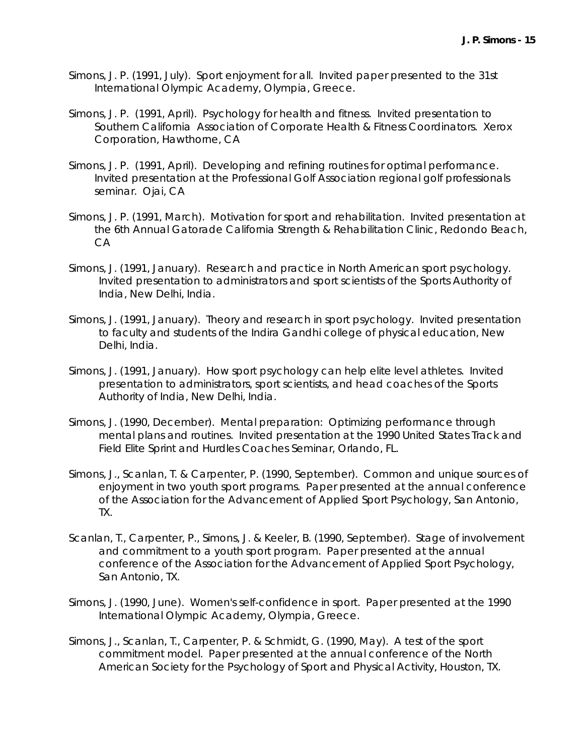Simons, J. P. (1991, July). Sport enjoyment for all. Invited paper presented to the 31st International Olympic Academy, Olympia, Greece.

Simons, J. P. (1991, April). Psychology for health and fitness. Invited presentation to Southern California Association of Corporate Health & Fitness Coordinators. Xerox Corporation, Hawthorne, CA

Simons, J. P. (1991, April). Developing and refining routines for optimal performance. Invited presentation at the Professional Golf Association regional golf professionals seminar. Ojai, CA

Simons, J. P. (1991, March). Motivation for sport and rehabilitation. Invited presentation at the 6th Annual Gatorade California Strength & Rehabilitation Clinic, Redondo Beach, CA

Simons, J. (1991, January). Research and practice in North American sport psychology. Invited presentation to administrators and sport scientists of the Sports Authority of India, New Delhi, India.

Simons, J. (1991, January). Theory and research in sport psychology. Invited presentation to faculty and students of the Indira Gandhi college of physical education, New Delhi, India.

Simons, J. (1991, January). How sport psychology can help elite level athletes. Invited presentation to administrators, sport scientists, and head coaches of the Sports Authority of India, New Delhi, India.

Simons, J. (1990, December). Mental preparation: Optimizing performance through mental plans and routines. Invited presentation at the 1990 United States Track and Field Elite Sprint and Hurdles Coaches Seminar, Orlando, FL.

Simons, J., Scanlan, T. & Carpenter, P. (1990, September). Common and unique sources of enjoyment in two youth sport programs. Paper presented at the annual conference of the Association for the Advancement of Applied Sport Psychology, San Antonio, TX.

Scanlan, T., Carpenter, P., Simons, J. & Keeler, B. (1990, September). Stage of involvement and commitment to a youth sport program. Paper presented at the annual conference of the Association for the Advancement of Applied Sport Psychology, San Antonio, TX.

Simons, J. (1990, June). Women's self-confidence in sport. Paper presented at the 1990 International Olympic Academy, Olympia, Greece.

Simons, J., Scanlan, T., Carpenter, P. & Schmidt, G. (1990, May). A test of the sport commitment model. Paper presented at the annual conference of the North American Society for the Psychology of Sport and Physical Activity, Houston, TX.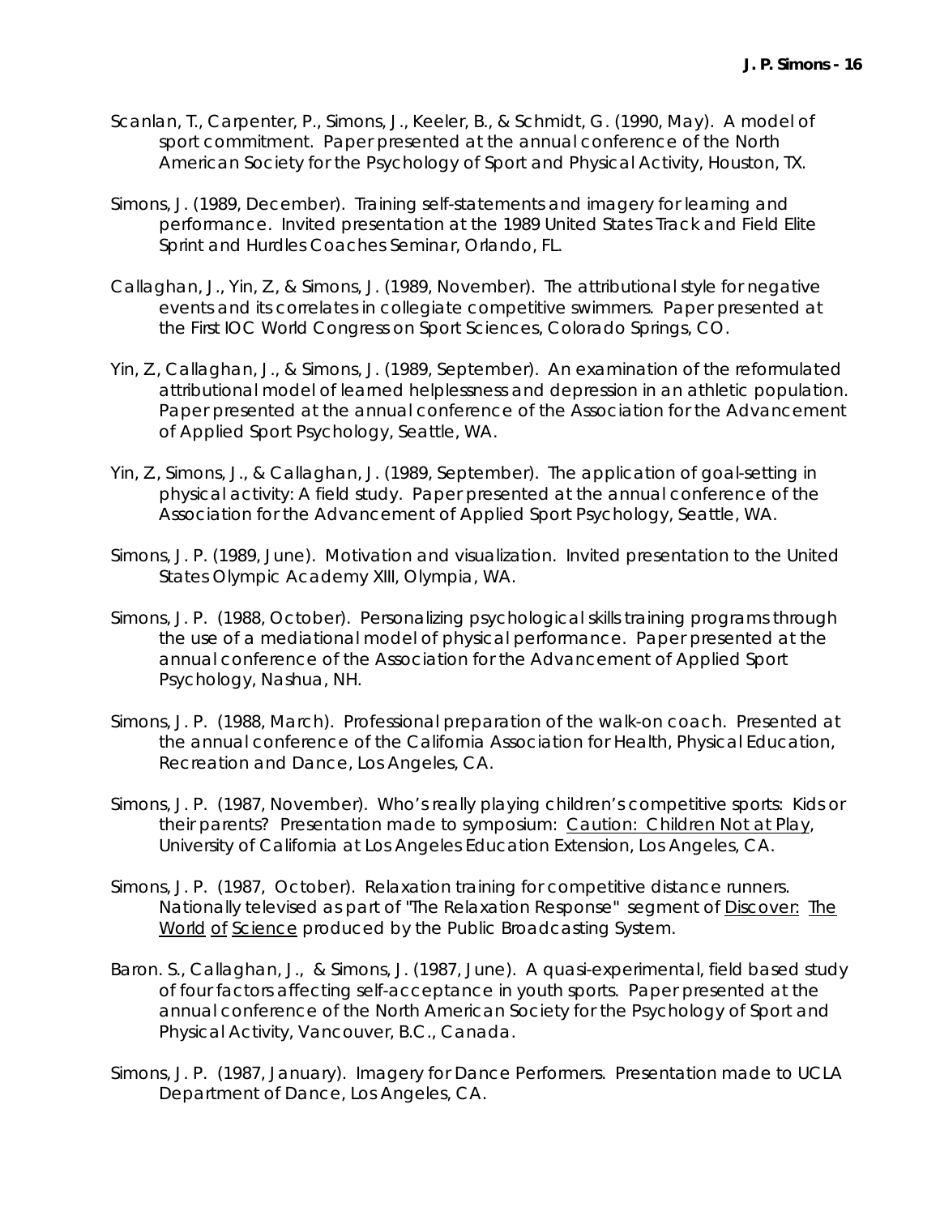Scanlan, T., Carpenter, P., Simons, J., Keeler, B., & Schmidt, G. (1990, May). A model of sport commitment. Paper presented at the annual conference of the North American Society for the Psychology of Sport and Physical Activity, Houston, TX.

Simons, J. (1989, December). Training self-statements and imagery for learning and performance. Invited presentation at the 1989 United States Track and Field Elite Sprint and Hurdles Coaches Seminar, Orlando, FL.

Callaghan, J., Yin, Z., & Simons, J. (1989, November). The attributional style for negative events and its correlates in collegiate competitive swimmers. Paper presented at the First IOC World Congress on Sport Sciences, Colorado Springs, CO.

Yin, Z., Callaghan, J., & Simons, J. (1989, September). An examination of the reformulated attributional model of learned helplessness and depression in an athletic population. Paper presented at the annual conference of the Association for the Advancement of Applied Sport Psychology, Seattle, WA.

Yin, Z., Simons, J., & Callaghan, J. (1989, September). The application of goal-setting in physical activity: A field study. Paper presented at the annual conference of the Association for the Advancement of Applied Sport Psychology, Seattle, WA.

Simons, J. P. (1989, June). Motivation and visualization. Invited presentation to the United States Olympic Academy XIII, Olympia, WA.

Simons, J. P. (1988, October). Personalizing psychological skills training programs through the use of a mediational model of physical performance. Paper presented at the annual conference of the Association for the Advancement of Applied Sport Psychology, Nashua, NH.

Simons, J. P. (1988, March). Professional preparation of the walk-on coach. Presented at the annual conference of the California Association for Health, Physical Education, Recreation and Dance, Los Angeles, CA.

Simons, J. P. (1987, November). Who's really playing children's competitive sports: Kids or their parents? Presentation made to symposium: Caution: Children Not at Play, University of California at Los Angeles Education Extension, Los Angeles, CA.

Simons, J. P. (1987, October). Relaxation training for competitive distance runners. Nationally televised as part of "The Relaxation Response" segment of Discover: The World of Science produced by the Public Broadcasting System.

Baron. S., Callaghan, J., & Simons, J. (1987, June). A quasi-experimental, field based study of four factors affecting self-acceptance in youth sports. Paper presented at the annual conference of the North American Society for the Psychology of Sport and Physical Activity, Vancouver, B.C., Canada.

Simons, J. P. (1987, January). Imagery for Dance Performers. Presentation made to UCLA Department of Dance, Los Angeles, CA.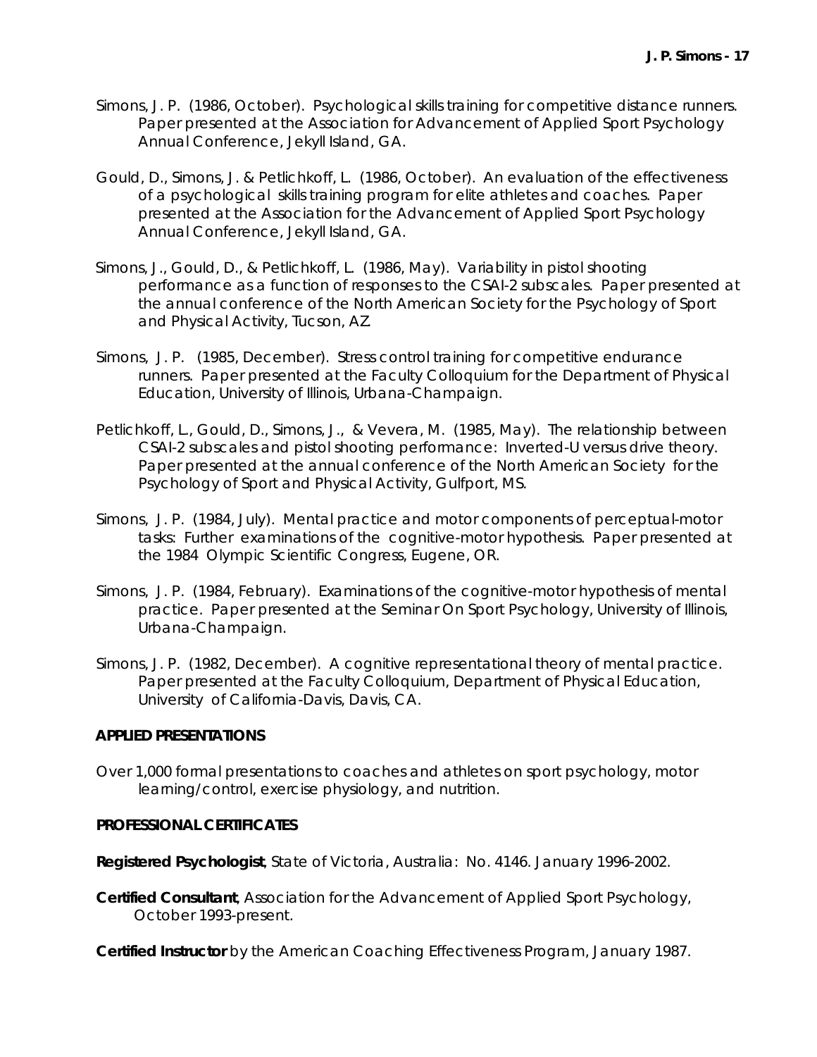Simons, J. P. (1986, October). Psychological skills training for competitive distance runners. Paper presented at the Association for Advancement of Applied Sport Psychology Annual Conference, Jekyll Island, GA.

Gould, D., Simons, J. & Petlichkoff, L. (1986, October). An evaluation of the effectiveness of a psychological skills training program for elite athletes and coaches. Paper presented at the Association for the Advancement of Applied Sport Psychology Annual Conference, Jekyll Island, GA.

Simons, J., Gould, D., & Petlichkoff, L. (1986, May). Variability in pistol shooting performance as a function of responses to the CSAI-2 subscales. Paper presented at the annual conference of the North American Society for the Psychology of Sport and Physical Activity, Tucson, AZ.

Simons, J. P. (1985, December). Stress control training for competitive endurance runners. Paper presented at the Faculty Colloquium for the Department of Physical Education, University of Illinois, Urbana-Champaign.

Petlichkoff, L., Gould, D., Simons, J., & Vevera, M. (1985, May). The relationship between CSAI-2 subscales and pistol shooting performance: Inverted-U versus drive theory. Paper presented at the annual conference of the North American Society for the Psychology of Sport and Physical Activity, Gulfport, MS.

Simons, J. P. (1984, July). Mental practice and motor components of perceptual-motor tasks: Further examinations of the cognitive-motor hypothesis. Paper presented at the 1984 Olympic Scientific Congress, Eugene, OR.

Simons, J. P. (1984, February). Examinations of the cognitive-motor hypothesis of mental practice. Paper presented at the Seminar On Sport Psychology, University of Illinois, Urbana-Champaign.

Simons, J. P. (1982, December). A cognitive representational theory of mental practice. Paper presented at the Faculty Colloquium, Department of Physical Education, University of California-Davis, Davis, CA.

**APPLIED PRESENTATIONS**

Over 1,000 formal presentations to coaches and athletes on sport psychology, motor learning/control, exercise physiology, and nutrition.

**PROFESSIONAL CERTIFICATES**

**Registered Psychologist**, State of Victoria, Australia: No. 4146. January 1996-2002.

**Certified Consultant**, Association for the Advancement of Applied Sport Psychology, October 1993-present.

**Certified Instructor** by the American Coaching Effectiveness Program, January 1987.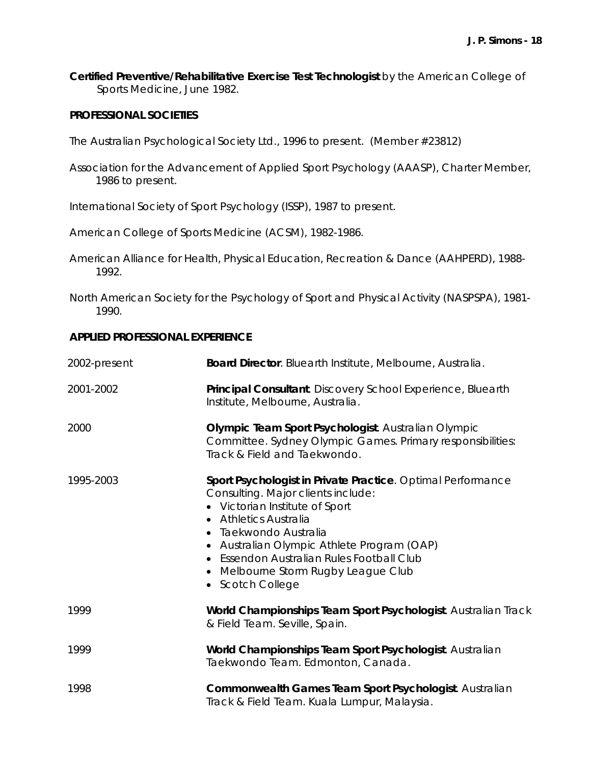**Certified Preventive/Rehabilitative Exercise Test Technologist** by the American College of Sports Medicine, June 1982.

## PROFESSIONAL SOCIETIES

The Australian Psychological Society Ltd., 1996 to present. (Member #23812)

Association for the Advancement of Applied Sport Psychology (AAASP), Charter Member, 1986 to present.

International Society of Sport Psychology (ISSP), 1987 to present.

American College of Sports Medicine (ACSM), 1982-1986.

American Alliance for Health, Physical Education, Recreation & Dance (AAHPERD), 1988-1992.

North American Society for the Psychology of Sport and Physical Activity (NASPSPA), 1981-1990.

## APPLIED PROFESSIONAL EXPERIENCE

2002-present — **Board Director**. Bluearth Institute, Melbourne, Australia.

2001-2002 — **Principal Consultant**. Discovery School Experience, Bluearth Institute, Melbourne, Australia.

2000 — **Olympic Team Sport Psychologist**. Australian Olympic Committee. Sydney Olympic Games. Primary responsibilities: Track & Field and Taekwondo.

1995-2003 — **Sport Psychologist in Private Practice**. Optimal Performance Consulting. Major clients include:

- Victorian Institute of Sport
- Athletics Australia
- Taekwondo Australia
- Australian Olympic Athlete Program (OAP)
- Essendon Australian Rules Football Club
- Melbourne Storm Rugby League Club
- Scotch College

1999 — **World Championships Team Sport Psychologist**. Australian Track & Field Team. Seville, Spain.

1999 — **World Championships Team Sport Psychologist**. Australian Taekwondo Team. Edmonton, Canada.

1998 — **Commonwealth Games Team Sport Psychologist**. Australian Track & Field Team. Kuala Lumpur, Malaysia.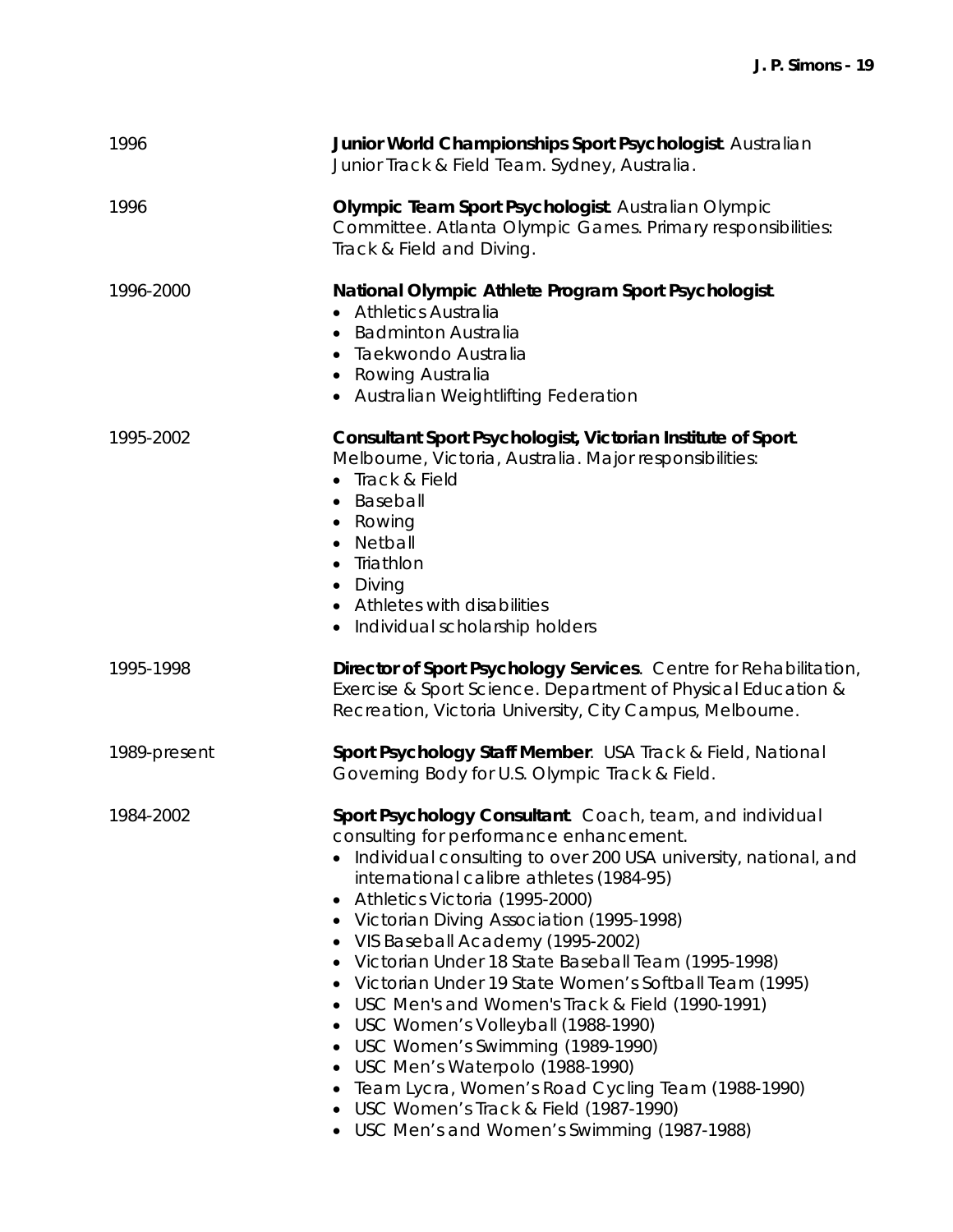1996 — **Junior World Championships Sport Psychologist**. Australian Junior Track & Field Team. Sydney, Australia.

1996 — **Olympic Team Sport Psychologist**. Australian Olympic Committee. Atlanta Olympic Games. Primary responsibilities: Track & Field and Diving.

1996-2000 — **National Olympic Athlete Program Sport Psychologist**.

- Athletics Australia
- Badminton Australia
- Taekwondo Australia
- Rowing Australia
- Australian Weightlifting Federation

1995-2002 — **Consultant Sport Psychologist, Victorian Institute of Sport**. Melbourne, Victoria, Australia. Major responsibilities:

- Track & Field
- Baseball
- Rowing
- Netball
- Triathlon
- Diving
- Athletes with disabilities
- Individual scholarship holders

1995-1998 — **Director of Sport Psychology Services**. Centre for Rehabilitation, Exercise & Sport Science. Department of Physical Education & Recreation, Victoria University, City Campus, Melbourne.

1989-present — **Sport Psychology Staff Member**. USA Track & Field, National Governing Body for U.S. Olympic Track & Field.

1984-2002 — **Sport Psychology Consultant**. Coach, team, and individual consulting for performance enhancement.

- Individual consulting to over 200 USA university, national, and international calibre athletes (1984-95)
- Athletics Victoria (1995-2000)
- Victorian Diving Association (1995-1998)
- VIS Baseball Academy (1995-2002)
- Victorian Under 18 State Baseball Team (1995-1998)
- Victorian Under 19 State Women's Softball Team (1995)
- USC Men's and Women's Track & Field (1990-1991)
- USC Women's Volleyball (1988-1990)
- USC Women's Swimming (1989-1990)
- USC Men's Waterpolo (1988-1990)
- Team Lycra, Women's Road Cycling Team (1988-1990)
- USC Women's Track & Field (1987-1990)
- USC Men's and Women's Swimming (1987-1988)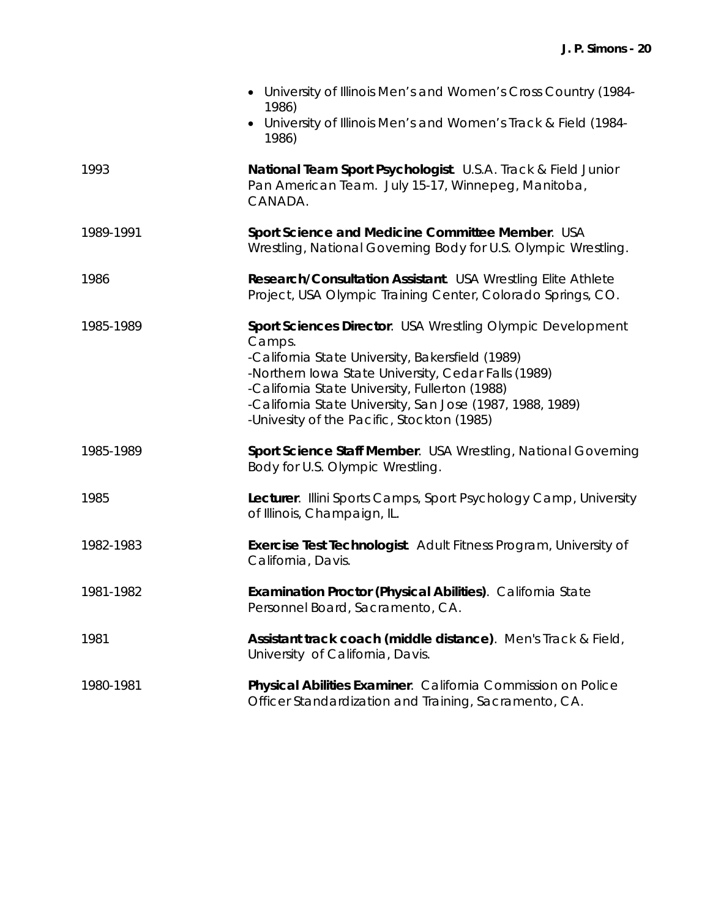- University of Illinois Men's and Women's Cross Country (1984-1986)
- University of Illinois Men's and Women's Track & Field (1984-1986)

1993 — **National Team Sport Psychologist**. U.S.A. Track & Field Junior Pan American Team. July 15-17, Winnepeg, Manitoba, CANADA.

1989-1991 — **Sport Science and Medicine Committee Member**. USA Wrestling, National Governing Body for U.S. Olympic Wrestling.

1986 — **Research/Consultation Assistant**. USA Wrestling Elite Athlete Project, USA Olympic Training Center, Colorado Springs, CO.

1985-1989 — **Sport Sciences Director**. USA Wrestling Olympic Development Camps.
-California State University, Bakersfield (1989)
-Northern Iowa State University, Cedar Falls (1989)
-California State University, Fullerton (1988)
-California State University, San Jose (1987, 1988, 1989)
-Univesity of the Pacific, Stockton (1985)

1985-1989 — **Sport Science Staff Member**. USA Wrestling, National Governing Body for U.S. Olympic Wrestling.

1985 — **Lecturer**. Illini Sports Camps, Sport Psychology Camp, University of Illinois, Champaign, IL.

1982-1983 — **Exercise Test Technologist**. Adult Fitness Program, University of California, Davis.

1981-1982 — **Examination Proctor (Physical Abilities)**. California State Personnel Board, Sacramento, CA.

1981 — **Assistant track coach (middle distance)**. Men's Track & Field, University of California, Davis.

1980-1981 — **Physical Abilities Examiner**. California Commission on Police Officer Standardization and Training, Sacramento, CA.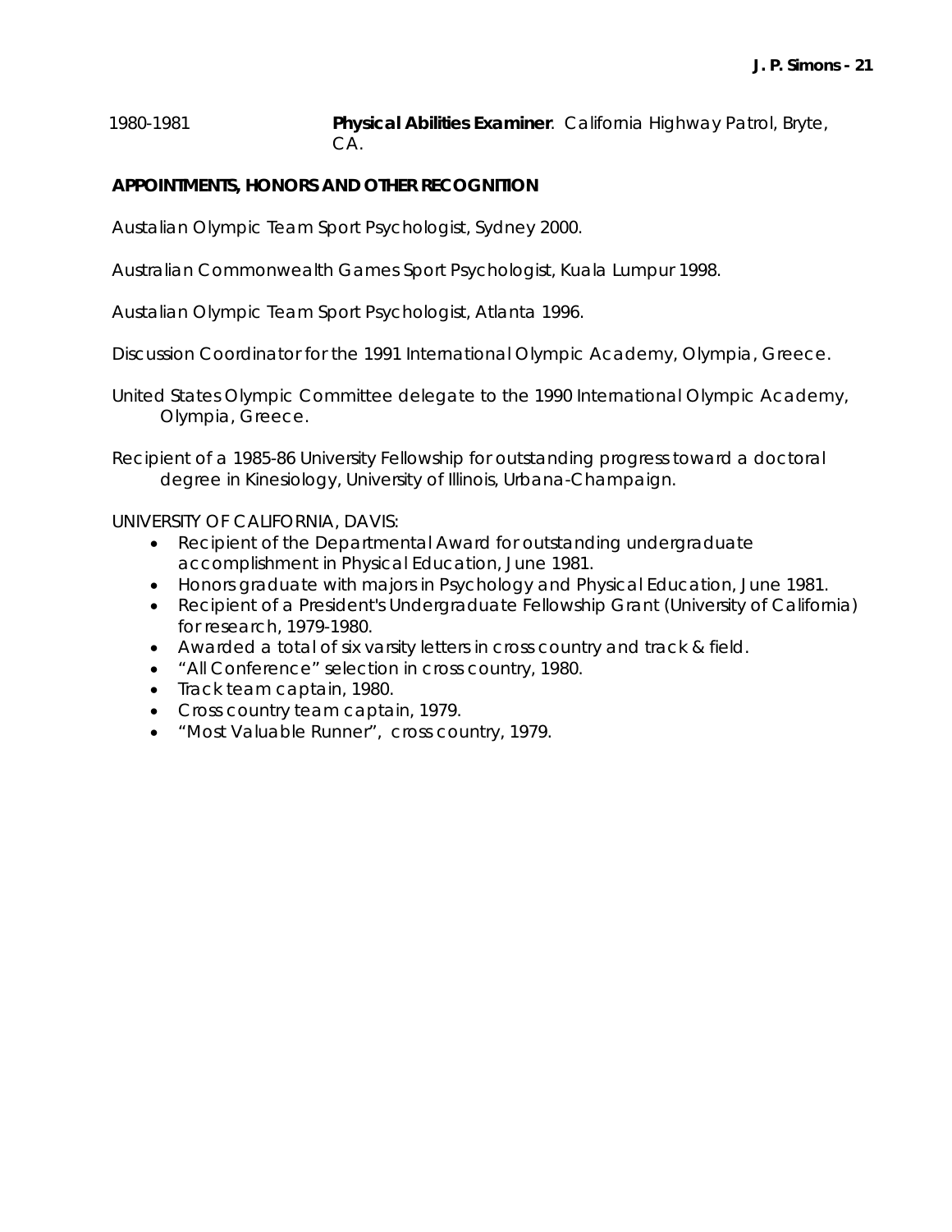1980-1981 **Physical Abilities Examiner**. California Highway Patrol, Bryte, CA.

## APPOINTMENTS, HONORS AND OTHER RECOGNITION

Austalian Olympic Team Sport Psychologist, Sydney 2000.

Austalian Commonwealth Games Sport Psychologist, Kuala Lumpur 1998.

Austalian Olympic Team Sport Psychologist, Atlanta 1996.

Discussion Coordinator for the 1991 International Olympic Academy, Olympia, Greece.

United States Olympic Committee delegate to the 1990 International Olympic Academy, Olympia, Greece.

Recipient of a 1985-86 University Fellowship for outstanding progress toward a doctoral degree in Kinesiology, University of Illinois, Urbana-Champaign.

UNIVERSITY OF CALIFORNIA, DAVIS:

- Recipient of the Departmental Award for outstanding undergraduate accomplishment in Physical Education, June 1981.
- Honors graduate with majors in Psychology and Physical Education, June 1981.
- Recipient of a President's Undergraduate Fellowship Grant (University of California) for research, 1979-1980.
- Awarded a total of six varsity letters in cross country and track & field.
- "All Conference" selection in cross country, 1980.
- Track team captain, 1980.
- Cross country team captain, 1979.
- "Most Valuable Runner", cross country, 1979.